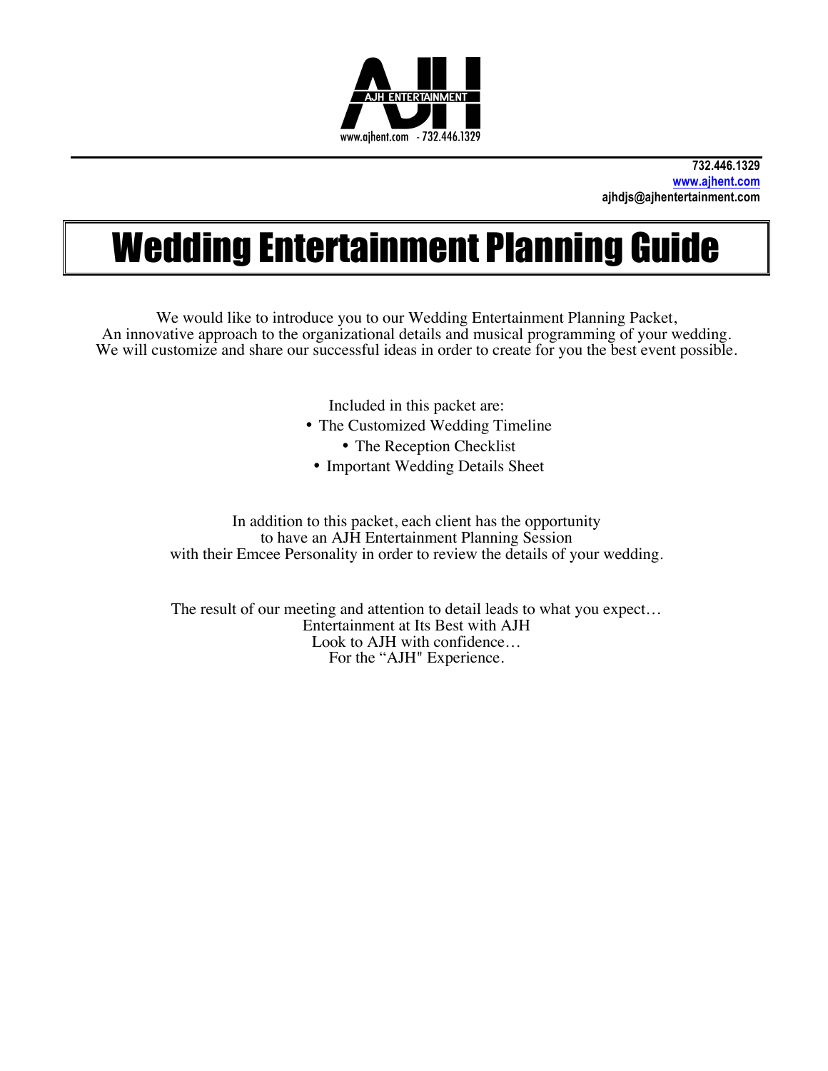AJH ENTERTAINMENT

www.ajhent.com - 732.446.1329

**732.446.1329**
**www.ajhent.com**
**ajhdjs@ajhentertainment.com**

# Wedding Entertainment Planning Guide

We would like to introduce you to our Wedding Entertainment Planning Packet,
An innovative approach to the organizational details and musical programming of your wedding.
We will customize and share our successful ideas in order to create for you the best event possible.

Included in this packet are:

- The Customized Wedding Timeline
- The Reception Checklist
- Important Wedding Details Sheet

In addition to this packet, each client has the opportunity
to have an AJH Entertainment Planning Session
with their Emcee Personality in order to review the details of your wedding.

The result of our meeting and attention to detail leads to what you expect…
Entertainment at Its Best with AJH
Look to AJH with confidence…
For the "AJH" Experience.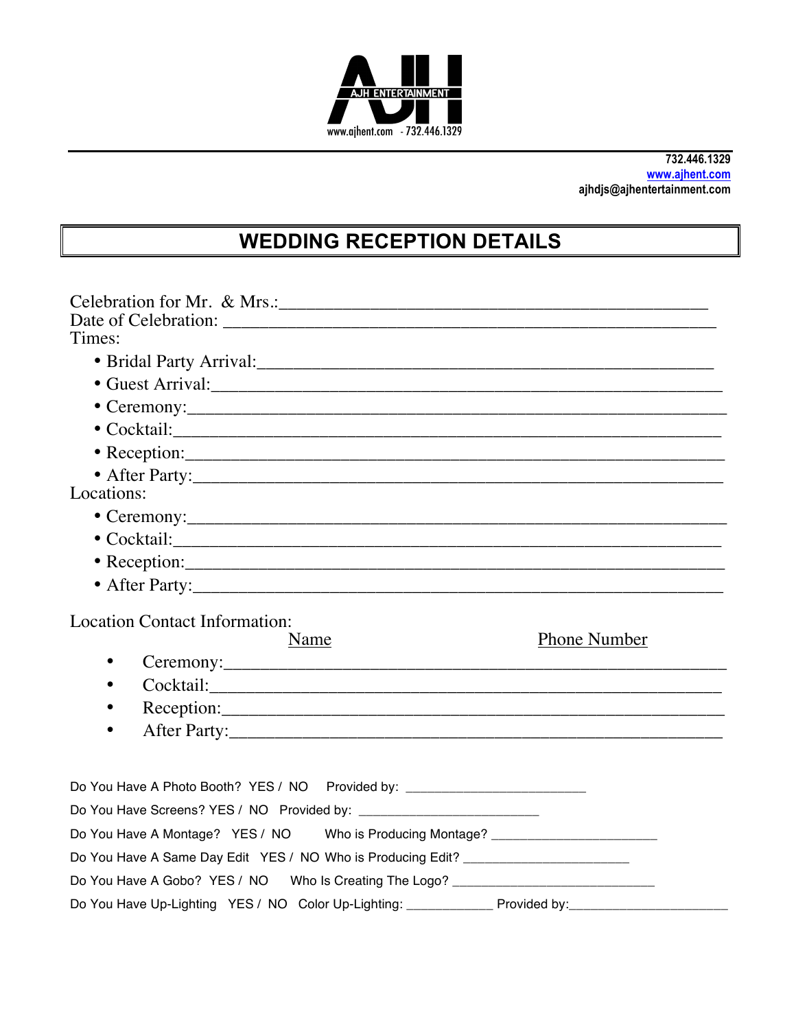AJH ENTERTAINMENT
www.ajhent.com - 732.446.1329

732.446.1329
www.ajhent.com
ajhdjs@ajhentertainment.com

# WEDDING RECEPTION DETAILS

Celebration for Mr. & Mrs.:_______________________________________________
Date of Celebration: ______________________________________________________
Times:

- Bridal Party Arrival:_______________________________________________
- Guest Arrival:____________________________________________________
- Ceremony:_______________________________________________________
- Cocktail:_________________________________________________________
- Reception:_______________________________________________________
- After Party:_______________________________________________________

Locations:

- Ceremony:_______________________________________________________
- Cocktail:_________________________________________________________
- Reception:_______________________________________________________
- After Party:_______________________________________________________

Location Contact Information:

Name | Phone Number

- Ceremony:_______________________________________________________
- Cocktail:_________________________________________________________
- Reception:_______________________________________________________
- After Party:______________________________________________________

Do You Have A Photo Booth? YES / NO Provided by: _________________________

Do You Have Screens? YES / NO Provided by: _________________________

Do You Have A Montage? YES / NO Who is Producing Montage? _______________________

Do You Have A Same Day Edit YES / NO Who is Producing Edit? _______________________

Do You Have A Gobo? YES / NO Who Is Creating The Logo? ____________________________

Do You Have Up-Lighting YES / NO Color Up-Lighting: ____________ Provided by:______________________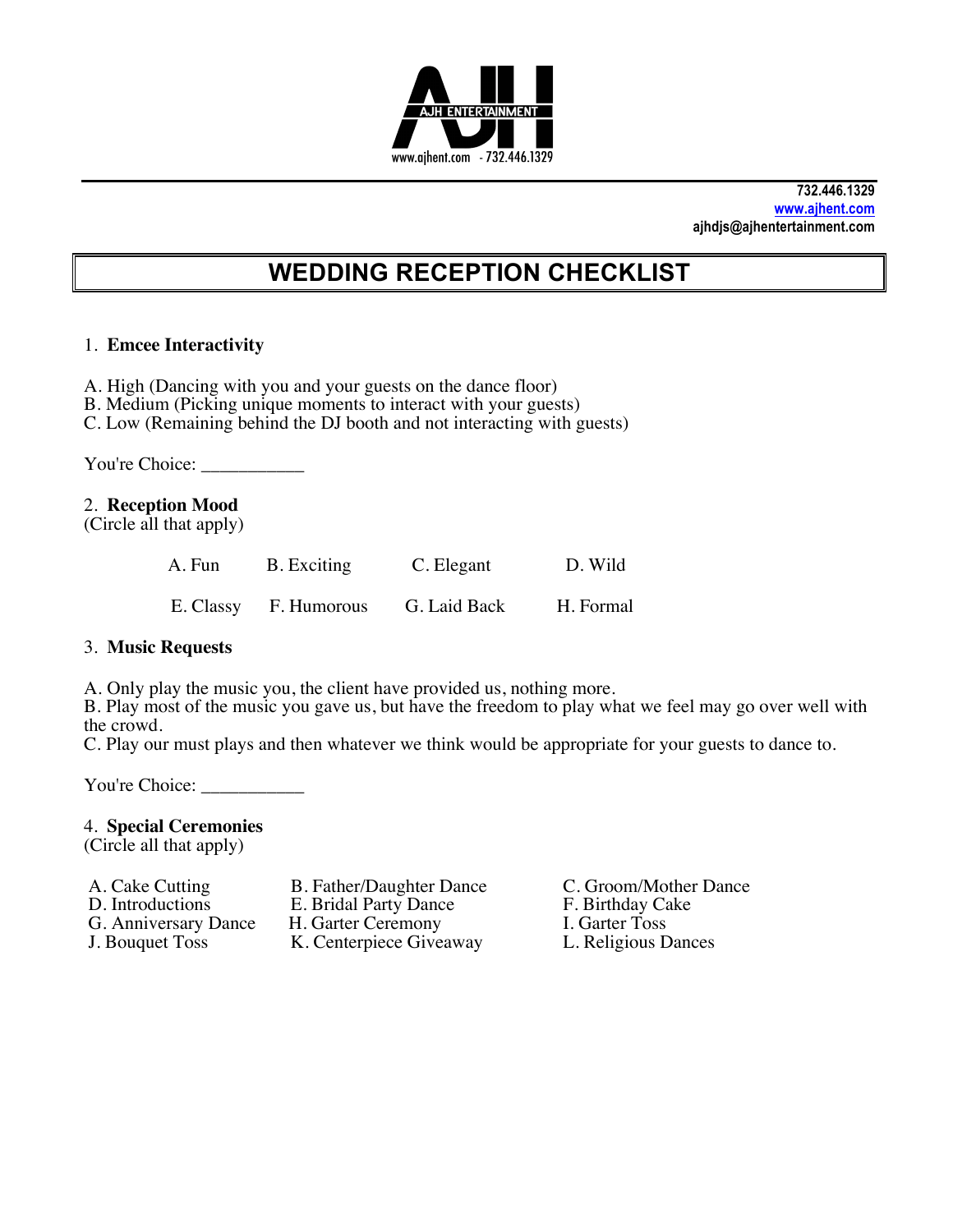AJH ENTERTAINMENT
www.ajhent.com - 732.446.1329

732.446.1329
www.ajhent.com
ajhdjs@ajhentertainment.com

# WEDDING RECEPTION CHECKLIST

1. **Emcee Interactivity**

A. High (Dancing with you and your guests on the dance floor)
B. Medium (Picking unique moments to interact with your guests)
C. Low (Remaining behind the DJ booth and not interacting with guests)

You're Choice: ___________

2. **Reception Mood**
(Circle all that apply)

| | | | |
|---|---|---|---|
| A. Fun | B. Exciting | C. Elegant | D. Wild |
| E. Classy | F. Humorous | G. Laid Back | H. Formal |

3. **Music Requests**

A. Only play the music you, the client have provided us, nothing more.
B. Play most of the music you gave us, but have the freedom to play what we feel may go over well with the crowd.
C. Play our must plays and then whatever we think would be appropriate for your guests to dance to.

You're Choice: ___________

4. **Special Ceremonies**
(Circle all that apply)

| | | |
|---|---|---|
| A. Cake Cutting | B. Father/Daughter Dance | C. Groom/Mother Dance |
| D. Introductions | E. Bridal Party Dance | F. Birthday Cake |
| G. Anniversary Dance | H. Garter Ceremony | I. Garter Toss |
| J. Bouquet Toss | K. Centerpiece Giveaway | L. Religious Dances |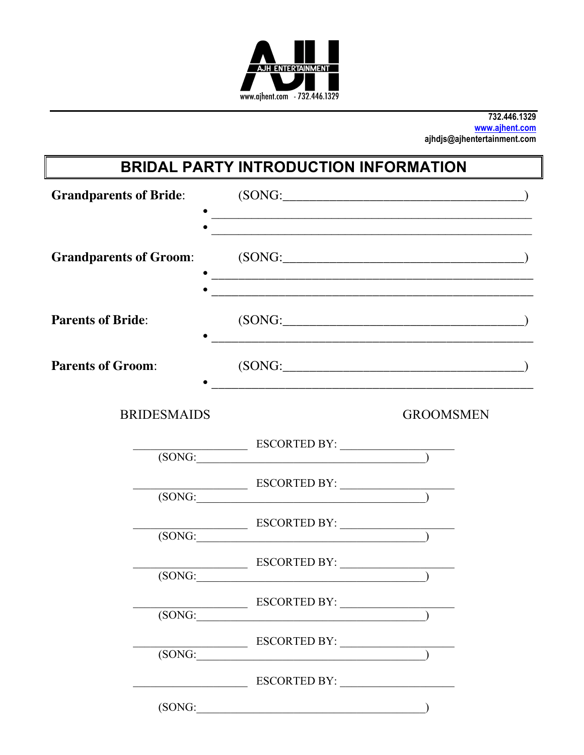AJH ENTERTAINMENT
www.ajhent.com - 732.446.1329

732.446.1329
www.ajhent.com
ajhdjs@ajhentertainment.com

# BRIDAL PARTY INTRODUCTION INFORMATION

**Grandparents of Bride**: (SONG:_______________________________________)

- _______________________________________________
- _______________________________________________

**Grandparents of Groom**: (SONG:_______________________________________)

- _______________________________________________
- _______________________________________________

**Parents of Bride**: (SONG:_______________________________________)

- _______________________________________________

**Parents of Groom**: (SONG:_______________________________________)

- _______________________________________________

BRIDESMAIDS GROOMSMEN

__________________ ESCORTED BY: __________________
(SONG:_______________________________________)

__________________ ESCORTED BY: __________________
(SONG:_______________________________________)

__________________ ESCORTED BY: __________________
(SONG:_______________________________________)

__________________ ESCORTED BY: __________________
(SONG:_______________________________________)

__________________ ESCORTED BY: __________________
(SONG:_______________________________________)

__________________ ESCORTED BY: __________________
(SONG:_______________________________________)

__________________ ESCORTED BY: __________________

(SONG:_______________________________________)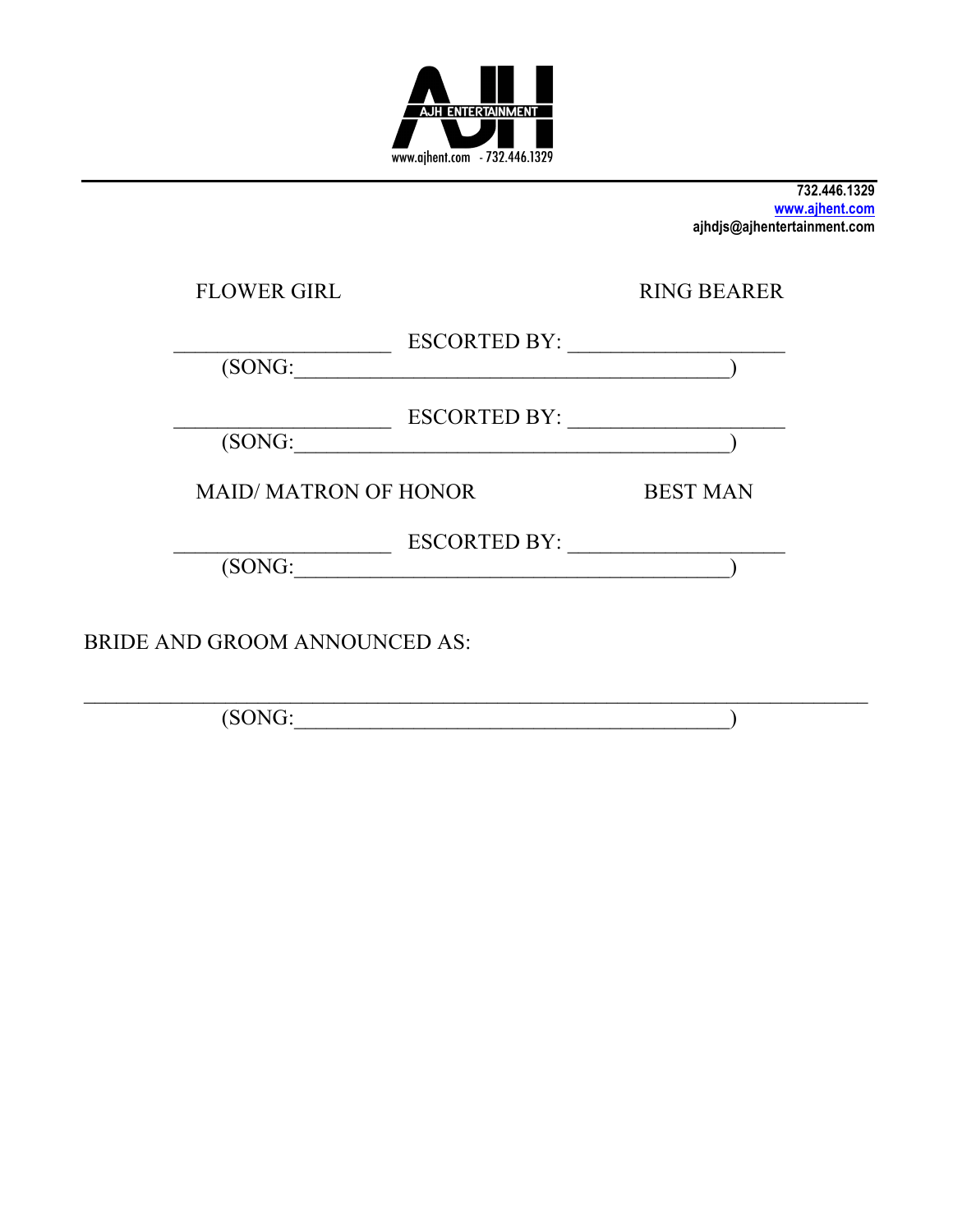AJH ENTERTAINMENT

www.ajhent.com - 732.446.1329

---

**732.446.1329**
**www.ajhent.com**
**ajhdjs@ajhentertainment.com**

FLOWER GIRL RING BEARER

____________________ ESCORTED BY: ____________________
(SONG:________________________________________)

____________________ ESCORTED BY: ____________________
(SONG:________________________________________)

MAID/ MATRON OF HONOR BEST MAN

____________________ ESCORTED BY: ____________________
(SONG:________________________________________)

BRIDE AND GROOM ANNOUNCED AS:

________________________________________________________________________
(SONG:________________________________________)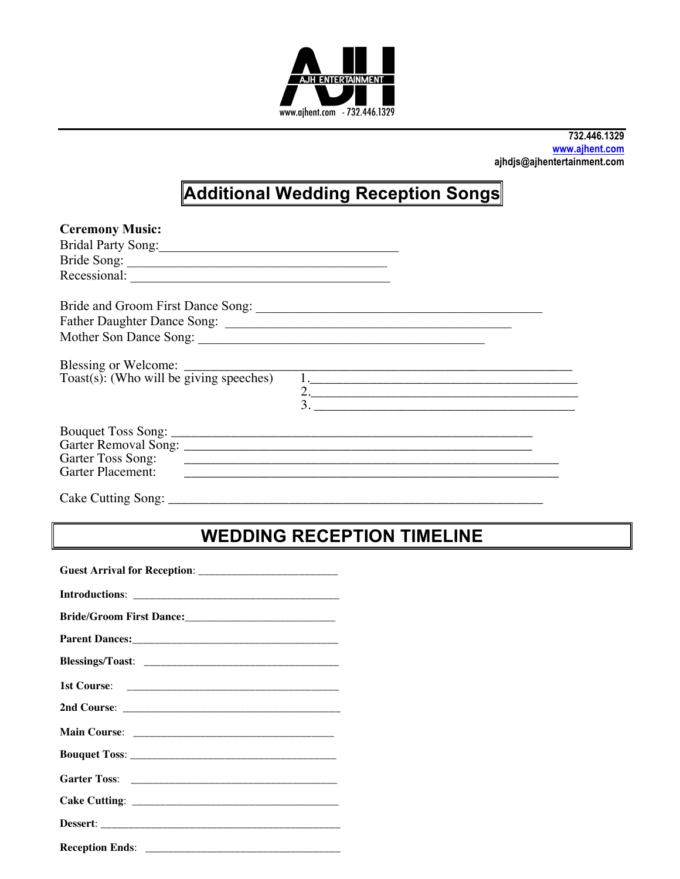732.446.1329
www.ajhent.com
ajhdjs@ajhentertainment.com

# Additional Wedding Reception Songs

**Ceremony Music:**
Bridal Party Song:____________________________________
Bride Song: _______________________________________
Recessional: _______________________________________

Bride and Groom First Dance Song: ___________________________________________
Father Daughter Dance Song: ___________________________________________
Mother Son Dance Song: ___________________________________________

Blessing or Welcome: _________________________________________________________
Toast(s): (Who will be giving speeches) 1.________________________________________
2.________________________________________
3. ________________________________________

Bouquet Toss Song: _____________________________________________________
Garter Removal Song: ____________________________________________________
Garter Toss Song: _________________________________________________________
Garter Placement: _________________________________________________________

Cake Cutting Song: _________________________________________________________

# WEDDING RECEPTION TIMELINE

**Guest Arrival for Reception**: ________________________

**Introductions**: ____________________________________

**Bride/Groom First Dance:**___________________________

**Parent Dances:**____________________________________

**Blessings/Toast**: ___________________________________

**1st Course**: _______________________________________

**2nd Course**: _______________________________________

**Main Course**: ____________________________________

**Bouquet Toss**: _____________________________________

**Garter Toss**: _____________________________________

**Cake Cutting**: _____________________________________

**Dessert**: _________________________________________

**Reception Ends**: ___________________________________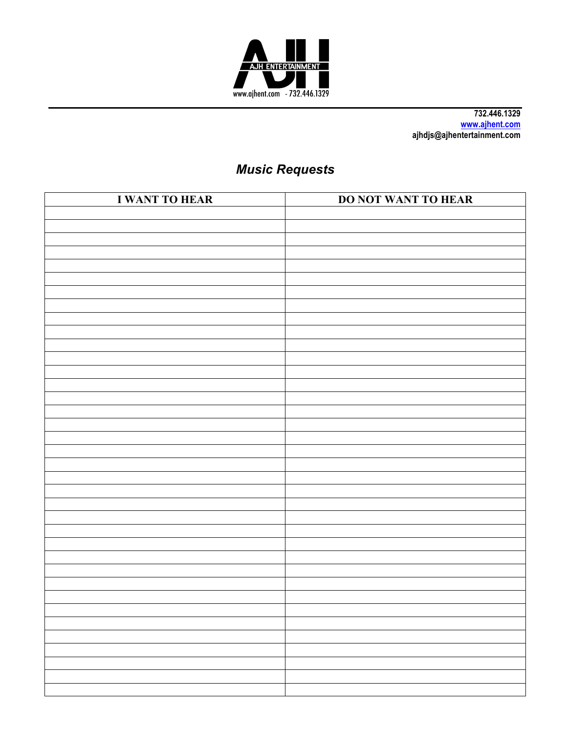AJH ENTERTAINMENT

www.ajhent.com - 732.446.1329

**732.446.1329**
**www.ajhent.com**
**ajhdjs@ajhentertainment.com**

## *Music Requests*

| I WANT TO HEAR | DO NOT WANT TO HEAR |
|---|---|
| | |
| | |
| | |
| | |
| | |
| | |
| | |
| | |
| | |
| | |
| | |
| | |
| | |
| | |
| | |
| | |
| | |
| | |
| | |
| | |
| | |
| | |
| | |
| | |
| | |
| | |
| | |
| | |
| | |
| | |
| | |
| | |
| | |
| | |
| | |
| | |
| | |